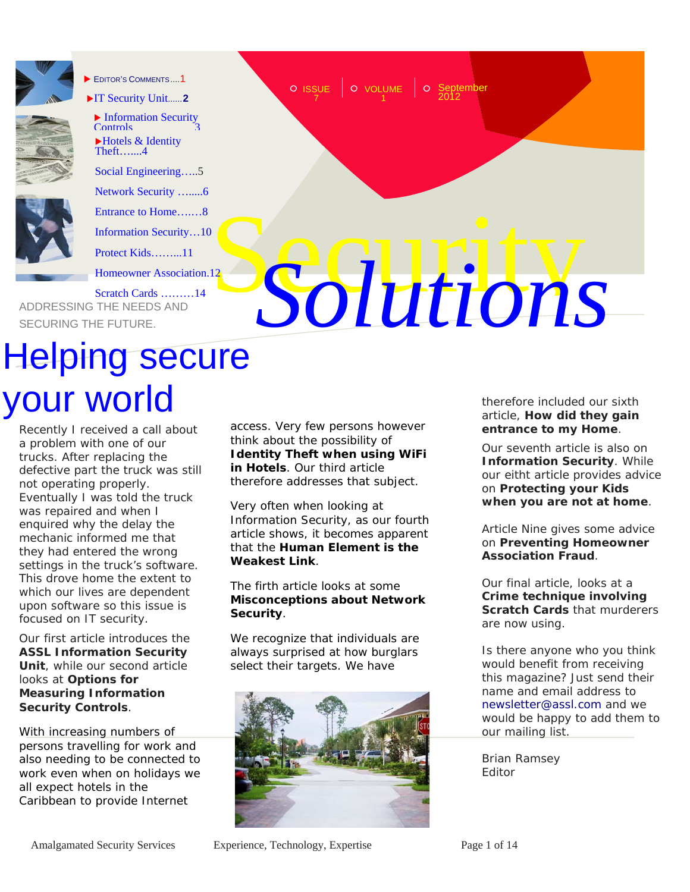- Editor's Comments....1
- IT Security Unit......2
  - Information Security Controls 3
  - Hotels & Identity Theft…....4
- Social Engineering…..5
- Network Security ….....6
- Entrance to Home….…8
- Information Security…10
- Protect Kids……...11
- Homeowner Association.12
- Scratch Cards ………14

ISSUE 7 | VOLUME 1 | September 2012

# Security *Solutions*

ADDRESSING THE NEEDS AND SECURING THE FUTURE.

# Helping secure your world

Recently I received a call about a problem with one of our trucks. After replacing the defective part the truck was still not operating properly. Eventually I was told the truck was repaired and when I enquired why the delay the mechanic informed me that they had entered the wrong settings in the truck's software. This drove home the extent to which our lives are dependent upon software so this issue is focused on IT security.

Our first article introduces the **ASSL Information Security Unit**, while our second article looks at **Options for Measuring Information Security Controls**.

With increasing numbers of persons travelling for work and also needing to be connected to work even when on holidays we all expect hotels in the Caribbean to provide Internet access. Very few persons however think about the possibility of **Identity Theft when using WiFi in Hotels**. Our third article therefore addresses that subject.

Very often when looking at Information Security, as our fourth article shows, it becomes apparent that the **Human Element is the Weakest Link**.

The firth article looks at some **Misconceptions about Network Security**.

We recognize that individuals are always surprised at how burglars select their targets. We have therefore included our sixth article, **How did they gain entrance to my Home**.

Our seventh article is also on **Information Security**. While our eitht article provides advice on **Protecting your Kids when you are not at home**.

Article Nine gives some advice on **Preventing Homeowner Association Fraud**.

Our final article, looks at a **Crime technique involving Scratch Cards** that murderers are now using.

Is there anyone who you think would benefit from receiving this magazine? Just send their name and email address to newsletter@assl.com and we would be happy to add them to our mailing list.

Brian Ramsey
Editor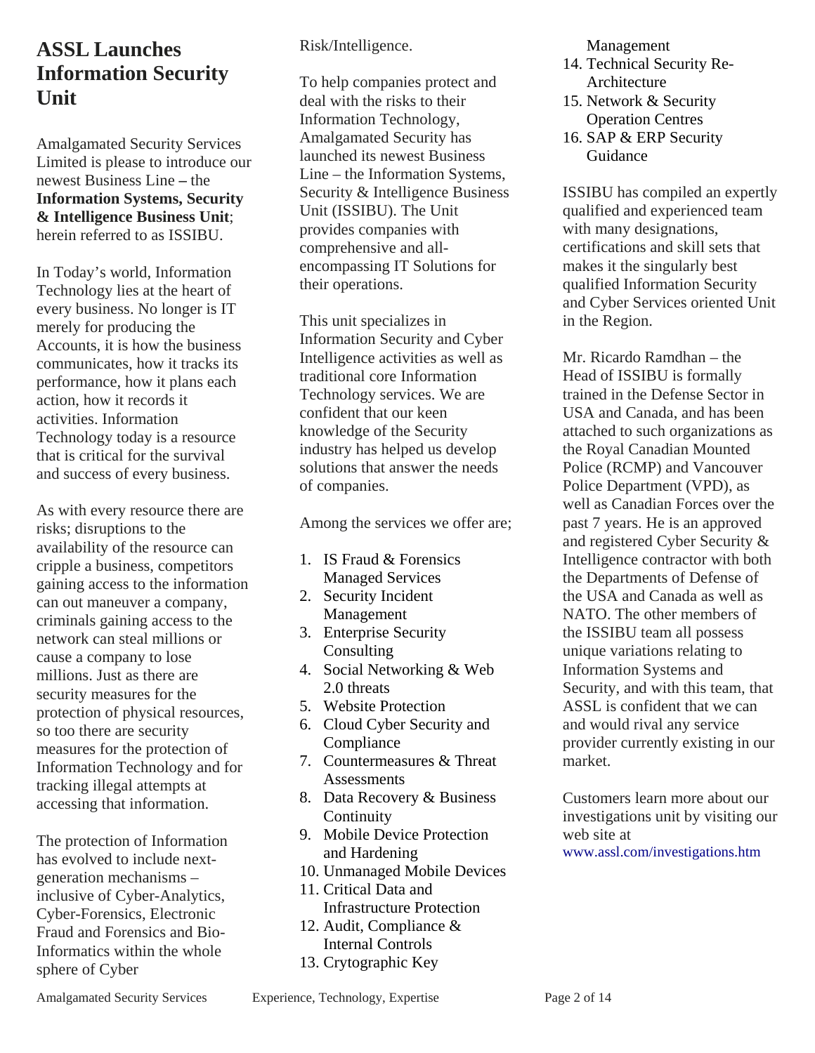# ASSL Launches Information Security Unit

Amalgamated Security Services Limited is please to introduce our newest Business Line – the **Information Systems, Security & Intelligence Business Unit**; herein referred to as ISSIBU.

In Today's world, Information Technology lies at the heart of every business. No longer is IT merely for producing the Accounts, it is how the business communicates, how it tracks its performance, how it plans each action, how it records it activities. Information Technology today is a resource that is critical for the survival and success of every business.

As with every resource there are risks; disruptions to the availability of the resource can cripple a business, competitors gaining access to the information can out maneuver a company, criminals gaining access to the network can steal millions or cause a company to lose millions. Just as there are security measures for the protection of physical resources, so too there are security measures for the protection of Information Technology and for tracking illegal attempts at accessing that information.

The protection of Information has evolved to include next-generation mechanisms – inclusive of Cyber-Analytics, Cyber-Forensics, Electronic Fraud and Forensics and Bio-Informatics within the whole sphere of Cyber Risk/Intelligence.

To help companies protect and deal with the risks to their Information Technology, Amalgamated Security has launched its newest Business Line – the Information Systems, Security & Intelligence Business Unit (ISSIBU). The Unit provides companies with comprehensive and all-encompassing IT Solutions for their operations.

This unit specializes in Information Security and Cyber Intelligence activities as well as traditional core Information Technology services. We are confident that our keen knowledge of the Security industry has helped us develop solutions that answer the needs of companies.

Among the services we offer are;

1. IS Fraud & Forensics Managed Services
2. Security Incident Management
3. Enterprise Security Consulting
4. Social Networking & Web 2.0 threats
5. Website Protection
6. Cloud Cyber Security and Compliance
7. Countermeasures & Threat Assessments
8. Data Recovery & Business Continuity
9. Mobile Device Protection and Hardening
10. Unmanaged Mobile Devices
11. Critical Data and Infrastructure Protection
12. Audit, Compliance & Internal Controls
13. Crytographic Key Management
14. Technical Security Re-Architecture
15. Network & Security Operation Centres
16. SAP & ERP Security Guidance

ISSIBU has compiled an expertly qualified and experienced team with many designations, certifications and skill sets that makes it the singularly best qualified Information Security and Cyber Services oriented Unit in the Region.

Mr. Ricardo Ramdhan – the Head of ISSIBU is formally trained in the Defense Sector in USA and Canada, and has been attached to such organizations as the Royal Canadian Mounted Police (RCMP) and Vancouver Police Department (VPD), as well as Canadian Forces over the past 7 years. He is an approved and registered Cyber Security & Intelligence contractor with both the Departments of Defense of the USA and Canada as well as NATO. The other members of the ISSIBU team all possess unique variations relating to Information Systems and Security, and with this team, that ASSL is confident that we can and would rival any service provider currently existing in our market.

Customers learn more about our investigations unit by visiting our web site at www.assl.com/investigations.htm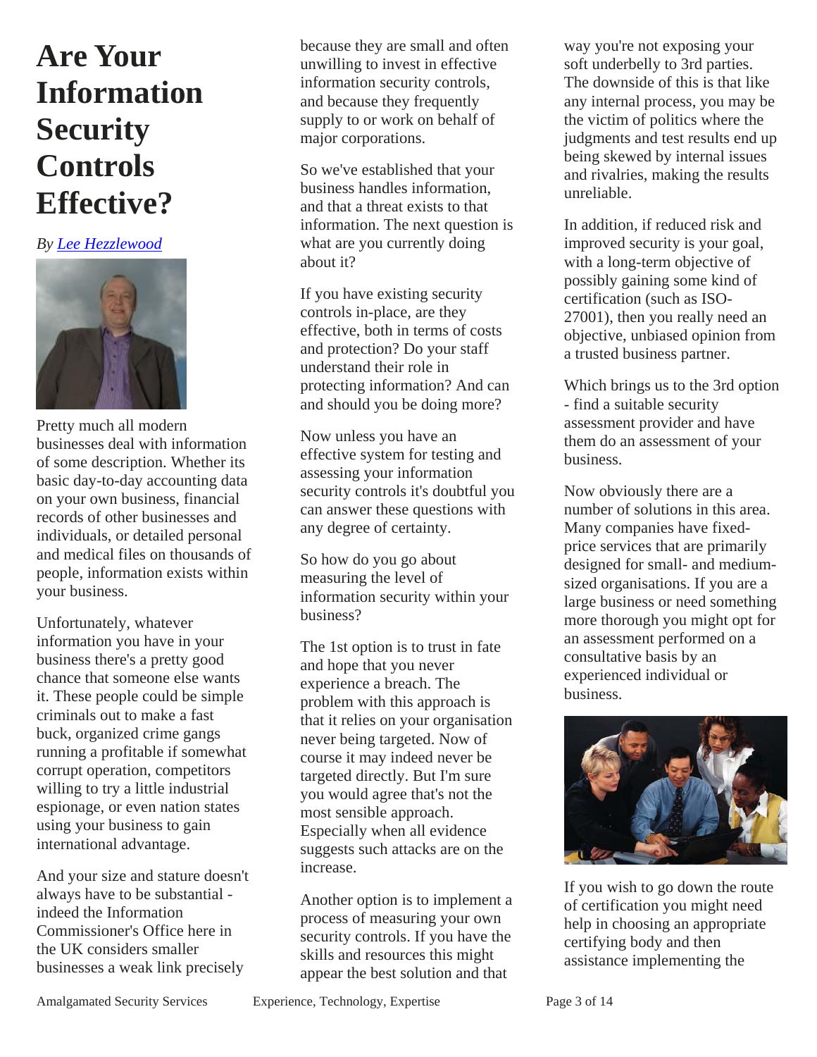# Are Your Information Security Controls Effective?

*By Lee Hezzlewood*

Pretty much all modern businesses deal with information of some description. Whether its basic day-to-day accounting data on your own business, financial records of other businesses and individuals, or detailed personal and medical files on thousands of people, information exists within your business.

Unfortunately, whatever information you have in your business there's a pretty good chance that someone else wants it. These people could be simple criminals out to make a fast buck, organized crime gangs running a profitable if somewhat corrupt operation, competitors willing to try a little industrial espionage, or even nation states using your business to gain international advantage.

And your size and stature doesn't always have to be substantial - indeed the Information Commissioner's Office here in the UK considers smaller businesses a weak link precisely because they are small and often unwilling to invest in effective information security controls, and because they frequently supply to or work on behalf of major corporations.

So we've established that your business handles information, and that a threat exists to that information. The next question is what are you currently doing about it?

If you have existing security controls in-place, are they effective, both in terms of costs and protection? Do your staff understand their role in protecting information? And can and should you be doing more?

Now unless you have an effective system for testing and assessing your information security controls it's doubtful you can answer these questions with any degree of certainty.

So how do you go about measuring the level of information security within your business?

The 1st option is to trust in fate and hope that you never experience a breach. The problem with this approach is that it relies on your organisation never being targeted. Now of course it may indeed never be targeted directly. But I'm sure you would agree that's not the most sensible approach. Especially when all evidence suggests such attacks are on the increase.

Another option is to implement a process of measuring your own security controls. If you have the skills and resources this might appear the best solution and that way you're not exposing your soft underbelly to 3rd parties. The downside of this is that like any internal process, you may be the victim of politics where the judgments and test results end up being skewed by internal issues and rivalries, making the results unreliable.

In addition, if reduced risk and improved security is your goal, with a long-term objective of possibly gaining some kind of certification (such as ISO-27001), then you really need an objective, unbiased opinion from a trusted business partner.

Which brings us to the 3rd option - find a suitable security assessment provider and have them do an assessment of your business.

Now obviously there are a number of solutions in this area. Many companies have fixed-price services that are primarily designed for small- and medium-sized organisations. If you are a large business or need something more thorough you might opt for an assessment performed on a consultative basis by an experienced individual or business.

If you wish to go down the route of certification you might need help in choosing an appropriate certifying body and then assistance implementing the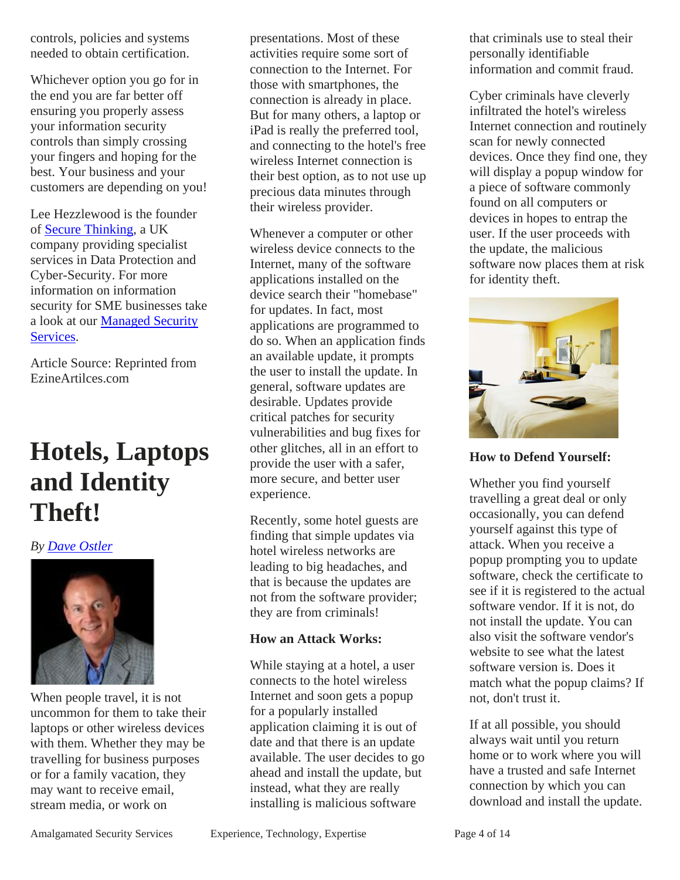controls, policies and systems needed to obtain certification.

Whichever option you go for in the end you are far better off ensuring you properly assess your information security controls than simply crossing your fingers and hoping for the best. Your business and your customers are depending on you!

Lee Hezzlewood is the founder of Secure Thinking, a UK company providing specialist services in Data Protection and Cyber-Security. For more information on information security for SME businesses take a look at our Managed Security Services.

Article Source: Reprinted from EzineArtilces.com

# Hotels, Laptops and Identity Theft!

*By Dave Ostler*

When people travel, it is not uncommon for them to take their laptops or other wireless devices with them. Whether they may be travelling for business purposes or for a family vacation, they may want to receive email, stream media, or work on presentations. Most of these activities require some sort of connection to the Internet. For those with smartphones, the connection is already in place. But for many others, a laptop or iPad is really the preferred tool, and connecting to the hotel's free wireless Internet connection is their best option, as to not use up precious data minutes through their wireless provider.

Whenever a computer or other wireless device connects to the Internet, many of the software applications installed on the device search their "homebase" for updates. In fact, most applications are programmed to do so. When an application finds an available update, it prompts the user to install the update. In general, software updates are desirable. Updates provide critical patches for security vulnerabilities and bug fixes for other glitches, all in an effort to provide the user with a safer, more secure, and better user experience.

Recently, some hotel guests are finding that simple updates via hotel wireless networks are leading to big headaches, and that is because the updates are not from the software provider; they are from criminals!

**How an Attack Works:**

While staying at a hotel, a user connects to the hotel wireless Internet and soon gets a popup for a popularly installed application claiming it is out of date and that there is an update available. The user decides to go ahead and install the update, but instead, what they are really installing is malicious software that criminals use to steal their personally identifiable information and commit fraud.

Cyber criminals have cleverly infiltrated the hotel's wireless Internet connection and routinely scan for newly connected devices. Once they find one, they will display a popup window for a piece of software commonly found on all computers or devices in hopes to entrap the user. If the user proceeds with the update, the malicious software now places them at risk for identity theft.

**How to Defend Yourself:**

Whether you find yourself travelling a great deal or only occasionally, you can defend yourself against this type of attack. When you receive a popup prompting you to update software, check the certificate to see if it is registered to the actual software vendor. If it is not, do not install the update. You can also visit the software vendor's website to see what the latest software version is. Does it match what the popup claims? If not, don't trust it.

If at all possible, you should always wait until you return home or to work where you will have a trusted and safe Internet connection by which you can download and install the update.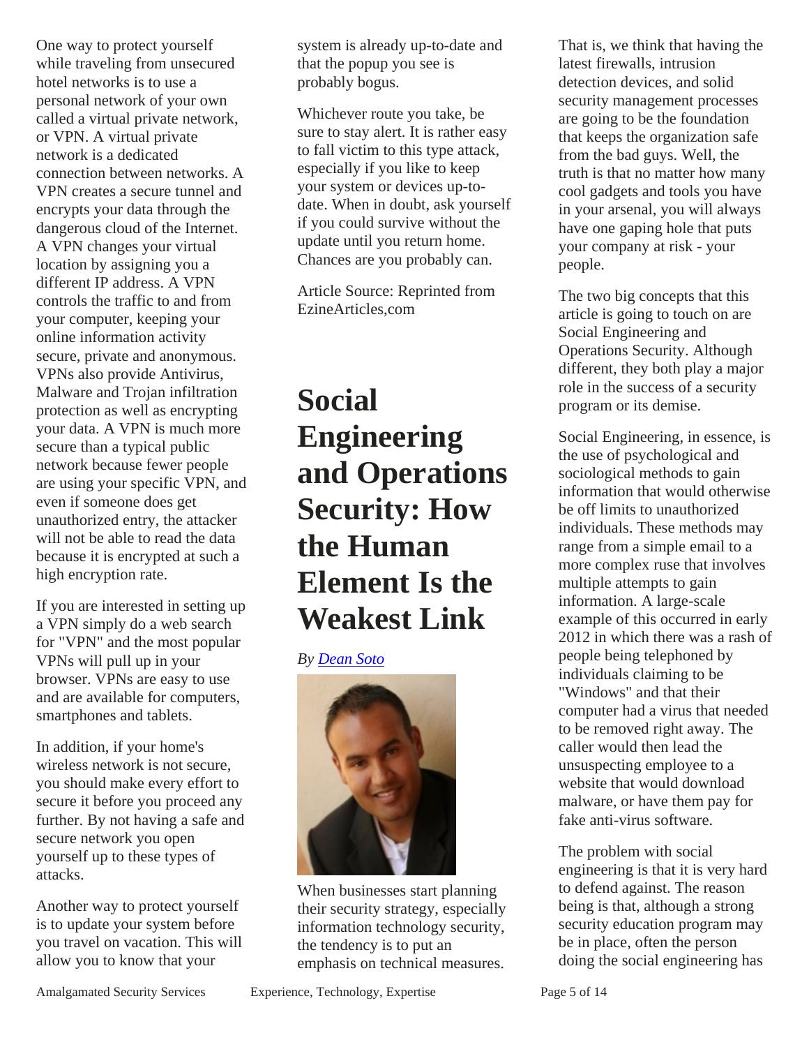One way to protect yourself while traveling from unsecured hotel networks is to use a personal network of your own called a virtual private network, or VPN. A virtual private network is a dedicated connection between networks. A VPN creates a secure tunnel and encrypts your data through the dangerous cloud of the Internet. A VPN changes your virtual location by assigning you a different IP address. A VPN controls the traffic to and from your computer, keeping your online information activity secure, private and anonymous. VPNs also provide Antivirus, Malware and Trojan infiltration protection as well as encrypting your data. A VPN is much more secure than a typical public network because fewer people are using your specific VPN, and even if someone does get unauthorized entry, the attacker will not be able to read the data because it is encrypted at such a high encryption rate.

If you are interested in setting up a VPN simply do a web search for "VPN" and the most popular VPNs will pull up in your browser. VPNs are easy to use and are available for computers, smartphones and tablets.

In addition, if your home's wireless network is not secure, you should make every effort to secure it before you proceed any further. By not having a safe and secure network you open yourself up to these types of attacks.

Another way to protect yourself is to update your system before you travel on vacation. This will allow you to know that your system is already up-to-date and that the popup you see is probably bogus.

Whichever route you take, be sure to stay alert. It is rather easy to fall victim to this type attack, especially if you like to keep your system or devices up-to-date. When in doubt, ask yourself if you could survive without the update until you return home. Chances are you probably can.

Article Source: Reprinted from EzineArticles,com

# Social Engineering and Operations Security: How the Human Element Is the Weakest Link

*By Dean Soto*

When businesses start planning their security strategy, especially information technology security, the tendency is to put an emphasis on technical measures. That is, we think that having the latest firewalls, intrusion detection devices, and solid security management processes are going to be the foundation that keeps the organization safe from the bad guys. Well, the truth is that no matter how many cool gadgets and tools you have in your arsenal, you will always have one gaping hole that puts your company at risk - your people.

The two big concepts that this article is going to touch on are Social Engineering and Operations Security. Although different, they both play a major role in the success of a security program or its demise.

Social Engineering, in essence, is the use of psychological and sociological methods to gain information that would otherwise be off limits to unauthorized individuals. These methods may range from a simple email to a more complex ruse that involves multiple attempts to gain information. A large-scale example of this occurred in early 2012 in which there was a rash of people being telephoned by individuals claiming to be "Windows" and that their computer had a virus that needed to be removed right away. The caller would then lead the unsuspecting employee to a website that would download malware, or have them pay for fake anti-virus software.

The problem with social engineering is that it is very hard to defend against. The reason being is that, although a strong security education program may be in place, often the person doing the social engineering has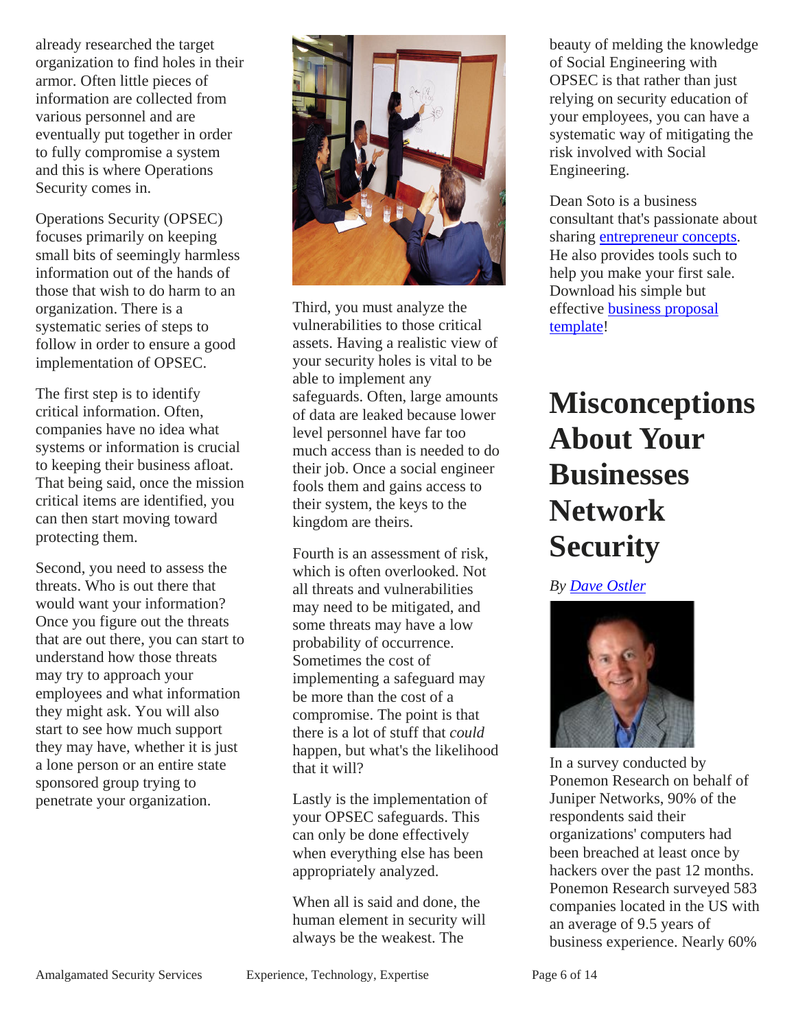already researched the target organization to find holes in their armor. Often little pieces of information are collected from various personnel and are eventually put together in order to fully compromise a system and this is where Operations Security comes in.

Operations Security (OPSEC) focuses primarily on keeping small bits of seemingly harmless information out of the hands of those that wish to do harm to an organization. There is a systematic series of steps to follow in order to ensure a good implementation of OPSEC.

The first step is to identify critical information. Often, companies have no idea what systems or information is crucial to keeping their business afloat. That being said, once the mission critical items are identified, you can then start moving toward protecting them.

Second, you need to assess the threats. Who is out there that would want your information? Once you figure out the threats that are out there, you can start to understand how those threats may try to approach your employees and what information they might ask. You will also start to see how much support they may have, whether it is just a lone person or an entire state sponsored group trying to penetrate your organization.

Third, you must analyze the vulnerabilities to those critical assets. Having a realistic view of your security holes is vital to be able to implement any safeguards. Often, large amounts of data are leaked because lower level personnel have far too much access than is needed to do their job. Once a social engineer fools them and gains access to their system, the keys to the kingdom are theirs.

Fourth is an assessment of risk, which is often overlooked. Not all threats and vulnerabilities may need to be mitigated, and some threats may have a low probability of occurrence. Sometimes the cost of implementing a safeguard may be more than the cost of a compromise. The point is that there is a lot of stuff that *could* happen, but what's the likelihood that it will?

Lastly is the implementation of your OPSEC safeguards. This can only be done effectively when everything else has been appropriately analyzed.

When all is said and done, the human element in security will always be the weakest. The beauty of melding the knowledge of Social Engineering with OPSEC is that rather than just relying on security education of your employees, you can have a systematic way of mitigating the risk involved with Social Engineering.

Dean Soto is a business consultant that's passionate about sharing entrepreneur concepts. He also provides tools such to help you make your first sale. Download his simple but effective business proposal template!

# Misconceptions About Your Businesses Network Security

*By Dave Ostler*

In a survey conducted by Ponemon Research on behalf of Juniper Networks, 90% of the respondents said their organizations' computers had been breached at least once by hackers over the past 12 months. Ponemon Research surveyed 583 companies located in the US with an average of 9.5 years of business experience. Nearly 60%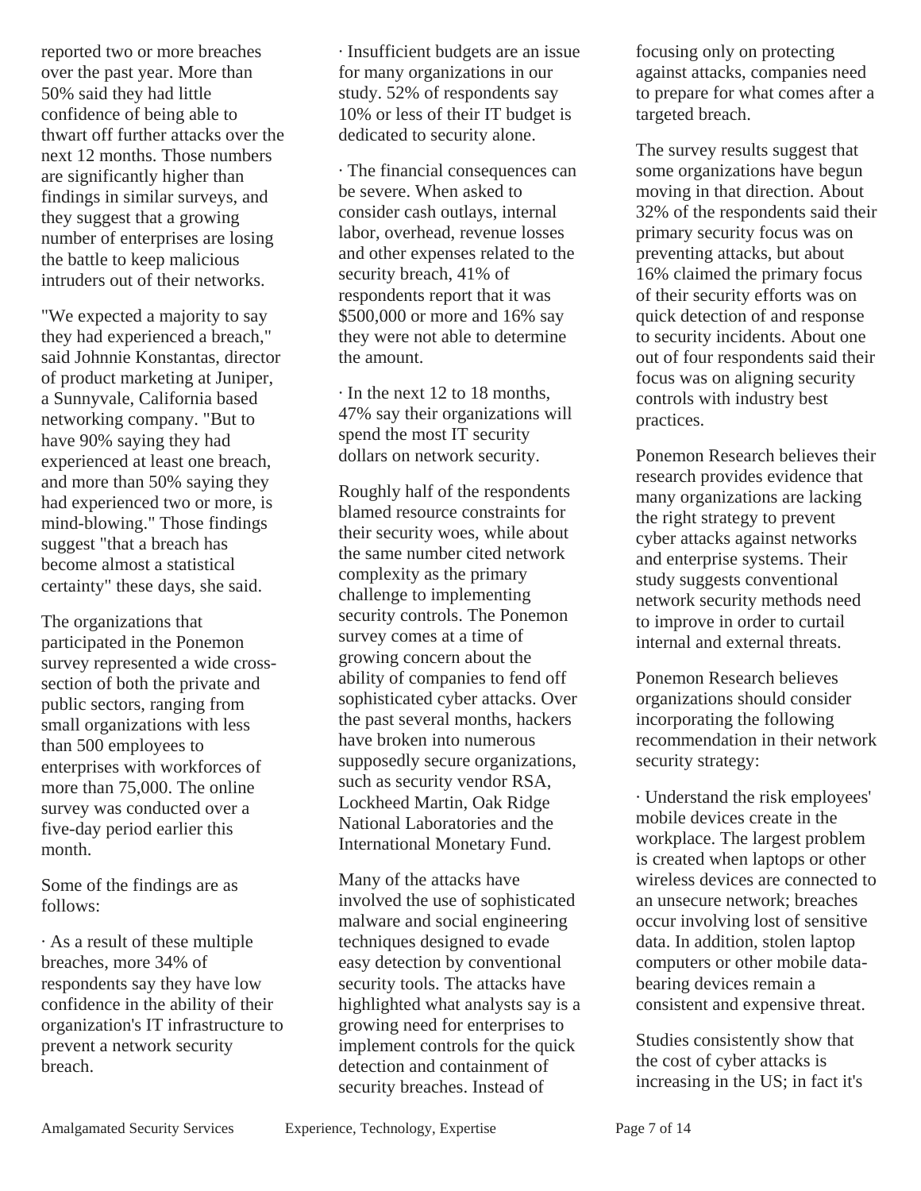reported two or more breaches over the past year. More than 50% said they had little confidence of being able to thwart off further attacks over the next 12 months. Those numbers are significantly higher than findings in similar surveys, and they suggest that a growing number of enterprises are losing the battle to keep malicious intruders out of their networks.

"We expected a majority to say they had experienced a breach," said Johnnie Konstantas, director of product marketing at Juniper, a Sunnyvale, California based networking company. "But to have 90% saying they had experienced at least one breach, and more than 50% saying they had experienced two or more, is mind-blowing." Those findings suggest "that a breach has become almost a statistical certainty" these days, she said.

The organizations that participated in the Ponemon survey represented a wide cross-section of both the private and public sectors, ranging from small organizations with less than 500 employees to enterprises with workforces of more than 75,000. The online survey was conducted over a five-day period earlier this month.

Some of the findings are as follows:

· As a result of these multiple breaches, more 34% of respondents say they have low confidence in the ability of their organization's IT infrastructure to prevent a network security breach.

· Insufficient budgets are an issue for many organizations in our study. 52% of respondents say 10% or less of their IT budget is dedicated to security alone.

· The financial consequences can be severe. When asked to consider cash outlays, internal labor, overhead, revenue losses and other expenses related to the security breach, 41% of respondents report that it was $500,000 or more and 16% say they were not able to determine the amount.

· In the next 12 to 18 months, 47% say their organizations will spend the most IT security dollars on network security.

Roughly half of the respondents blamed resource constraints for their security woes, while about the same number cited network complexity as the primary challenge to implementing security controls. The Ponemon survey comes at a time of growing concern about the ability of companies to fend off sophisticated cyber attacks. Over the past several months, hackers have broken into numerous supposedly secure organizations, such as security vendor RSA, Lockheed Martin, Oak Ridge National Laboratories and the International Monetary Fund.

Many of the attacks have involved the use of sophisticated malware and social engineering techniques designed to evade easy detection by conventional security tools. The attacks have highlighted what analysts say is a growing need for enterprises to implement controls for the quick detection and containment of security breaches. Instead of focusing only on protecting against attacks, companies need to prepare for what comes after a targeted breach.

The survey results suggest that some organizations have begun moving in that direction. About 32% of the respondents said their primary security focus was on preventing attacks, but about 16% claimed the primary focus of their security efforts was on quick detection of and response to security incidents. About one out of four respondents said their focus was on aligning security controls with industry best practices.

Ponemon Research believes their research provides evidence that many organizations are lacking the right strategy to prevent cyber attacks against networks and enterprise systems. Their study suggests conventional network security methods need to improve in order to curtail internal and external threats.

Ponemon Research believes organizations should consider incorporating the following recommendation in their network security strategy:

· Understand the risk employees' mobile devices create in the workplace. The largest problem is created when laptops or other wireless devices are connected to an unsecure network; breaches occur involving lost of sensitive data. In addition, stolen laptop computers or other mobile data-bearing devices remain a consistent and expensive threat.

Studies consistently show that the cost of cyber attacks is increasing in the US; in fact it's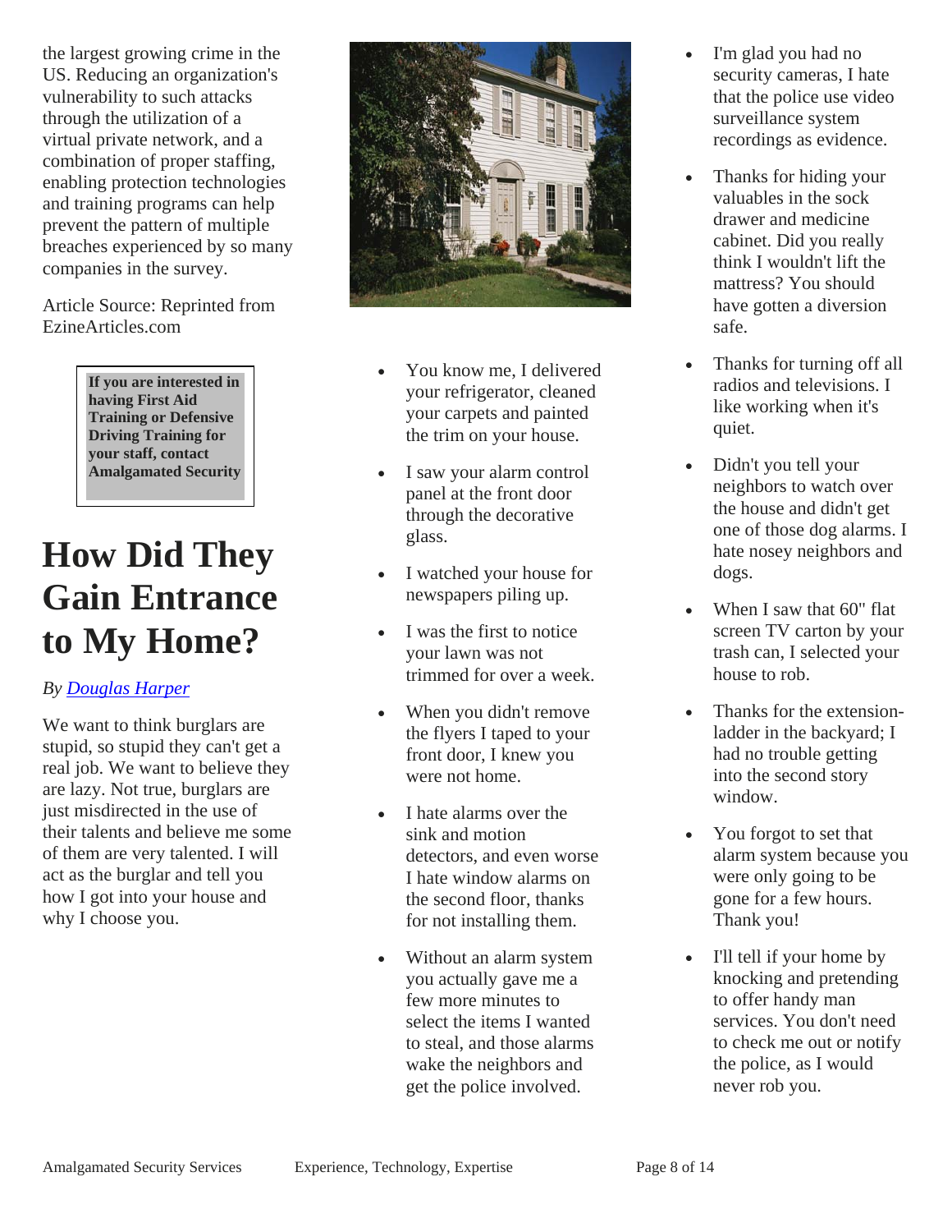the largest growing crime in the US. Reducing an organization's vulnerability to such attacks through the utilization of a virtual private network, and a combination of proper staffing, enabling protection technologies and training programs can help prevent the pattern of multiple breaches experienced by so many companies in the survey.

Article Source: Reprinted from EzineArticles.com

**If you are interested in having First Aid Training or Defensive Driving Training for your staff, contact Amalgamated Security**

# How Did They Gain Entrance to My Home?

*By Douglas Harper*

We want to think burglars are stupid, so stupid they can't get a real job. We want to believe they are lazy. Not true, burglars are just misdirected in the use of their talents and believe me some of them are very talented. I will act as the burglar and tell you how I got into your house and why I choose you.

- You know me, I delivered your refrigerator, cleaned your carpets and painted the trim on your house.
- I saw your alarm control panel at the front door through the decorative glass.
- I watched your house for newspapers piling up.
- I was the first to notice your lawn was not trimmed for over a week.
- When you didn't remove the flyers I taped to your front door, I knew you were not home.
- I hate alarms over the sink and motion detectors, and even worse I hate window alarms on the second floor, thanks for not installing them.
- Without an alarm system you actually gave me a few more minutes to select the items I wanted to steal, and those alarms wake the neighbors and get the police involved.
- I'm glad you had no security cameras, I hate that the police use video surveillance system recordings as evidence.
- Thanks for hiding your valuables in the sock drawer and medicine cabinet. Did you really think I wouldn't lift the mattress? You should have gotten a diversion safe.
- Thanks for turning off all radios and televisions. I like working when it's quiet.
- Didn't you tell your neighbors to watch over the house and didn't get one of those dog alarms. I hate nosey neighbors and dogs.
- When I saw that 60" flat screen TV carton by your trash can, I selected your house to rob.
- Thanks for the extension-ladder in the backyard; I had no trouble getting into the second story window.
- You forgot to set that alarm system because you were only going to be gone for a few hours. Thank you!
- I'll tell if your home by knocking and pretending to offer handy man services. You don't need to check me out or notify the police, as I would never rob you.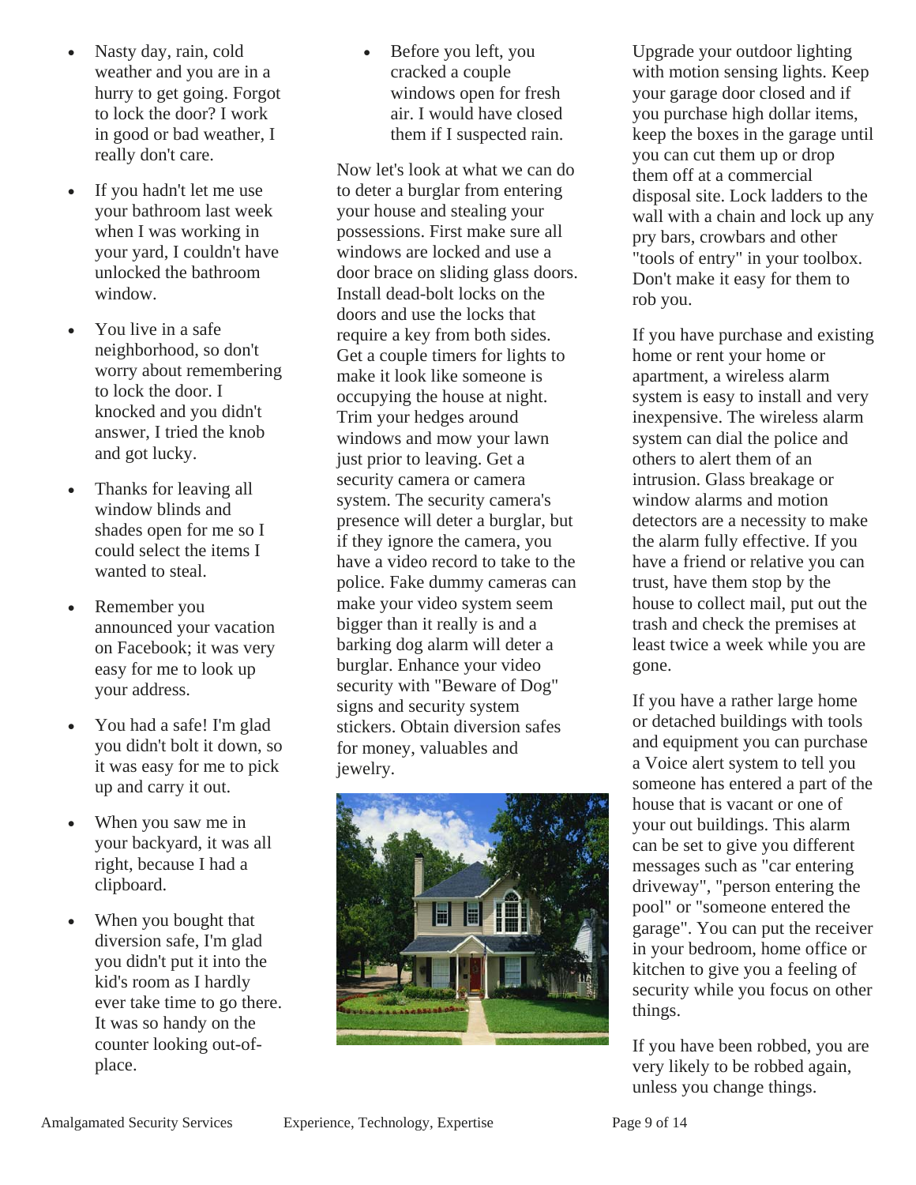- Nasty day, rain, cold weather and you are in a hurry to get going. Forgot to lock the door? I work in good or bad weather, I really don't care.
- If you hadn't let me use your bathroom last week when I was working in your yard, I couldn't have unlocked the bathroom window.
- You live in a safe neighborhood, so don't worry about remembering to lock the door. I knocked and you didn't answer, I tried the knob and got lucky.
- Thanks for leaving all window blinds and shades open for me so I could select the items I wanted to steal.
- Remember you announced your vacation on Facebook; it was very easy for me to look up your address.
- You had a safe! I'm glad you didn't bolt it down, so it was easy for me to pick up and carry it out.
- When you saw me in your backyard, it was all right, because I had a clipboard.
- When you bought that diversion safe, I'm glad you didn't put it into the kid's room as I hardly ever take time to go there. It was so handy on the counter looking out-of-place.
- Before you left, you cracked a couple windows open for fresh air. I would have closed them if I suspected rain.

Now let's look at what we can do to deter a burglar from entering your house and stealing your possessions. First make sure all windows are locked and use a door brace on sliding glass doors. Install dead-bolt locks on the doors and use the locks that require a key from both sides. Get a couple timers for lights to make it look like someone is occupying the house at night. Trim your hedges around windows and mow your lawn just prior to leaving. Get a security camera or camera system. The security camera's presence will deter a burglar, but if they ignore the camera, you have a video record to take to the police. Fake dummy cameras can make your video system seem bigger than it really is and a barking dog alarm will deter a burglar. Enhance your video security with "Beware of Dog" signs and security system stickers. Obtain diversion safes for money, valuables and jewelry.

Upgrade your outdoor lighting with motion sensing lights. Keep your garage door closed and if you purchase high dollar items, keep the boxes in the garage until you can cut them up or drop them off at a commercial disposal site. Lock ladders to the wall with a chain and lock up any pry bars, crowbars and other "tools of entry" in your toolbox. Don't make it easy for them to rob you.

If you have purchase and existing home or rent your home or apartment, a wireless alarm system is easy to install and very inexpensive. The wireless alarm system can dial the police and others to alert them of an intrusion. Glass breakage or window alarms and motion detectors are a necessity to make the alarm fully effective. If you have a friend or relative you can trust, have them stop by the house to collect mail, put out the trash and check the premises at least twice a week while you are gone.

If you have a rather large home or detached buildings with tools and equipment you can purchase a Voice alert system to tell you someone has entered a part of the house that is vacant or one of your out buildings. This alarm can be set to give you different messages such as "car entering driveway", "person entering the pool" or "someone entered the garage". You can put the receiver in your bedroom, home office or kitchen to give you a feeling of security while you focus on other things.

If you have been robbed, you are very likely to be robbed again, unless you change things.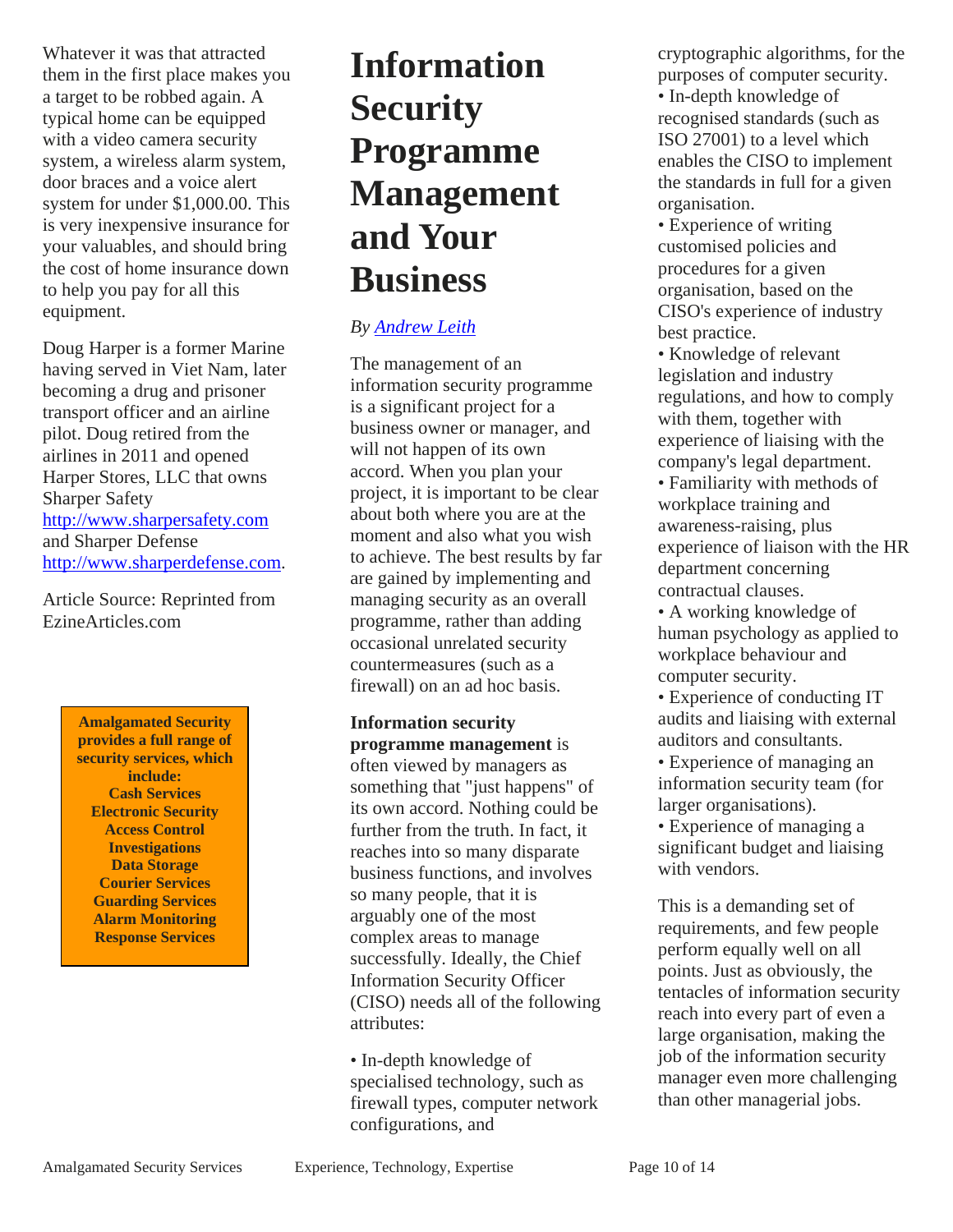Whatever it was that attracted them in the first place makes you a target to be robbed again. A typical home can be equipped with a video camera security system, a wireless alarm system, door braces and a voice alert system for under $1,000.00. This is very inexpensive insurance for your valuables, and should bring the cost of home insurance down to help you pay for all this equipment.

Doug Harper is a former Marine having served in Viet Nam, later becoming a drug and prisoner transport officer and an airline pilot. Doug retired from the airlines in 2011 and opened Harper Stores, LLC that owns Sharper Safety [http://www.sharpersafety.com](http://www.sharpersafety.com) and Sharper Defense [http://www.sharperdefense.com](http://www.sharperdefense.com).

Article Source: Reprinted from EzineArticles.com

**Amalgamated Security provides a full range of security services, which include:**
**Cash Services**
**Electronic Security**
**Access Control**
**Investigations**
**Data Storage**
**Courier Services**
**Guarding Services**
**Alarm Monitoring**
**Response Services**

# Information Security Programme Management and Your Business

*By [Andrew Leith]()*

The management of an information security programme is a significant project for a business owner or manager, and will not happen of its own accord. When you plan your project, it is important to be clear about both where you are at the moment and also what you wish to achieve. The best results by far are gained by implementing and managing security as an overall programme, rather than adding occasional unrelated security countermeasures (such as a firewall) on an ad hoc basis.

**Information security programme management** is often viewed by managers as something that "just happens" of its own accord. Nothing could be further from the truth. In fact, it reaches into so many disparate business functions, and involves so many people, that it is arguably one of the most complex areas to manage successfully. Ideally, the Chief Information Security Officer (CISO) needs all of the following attributes:

- In-depth knowledge of specialised technology, such as firewall types, computer network configurations, and cryptographic algorithms, for the purposes of computer security.
- In-depth knowledge of recognised standards (such as ISO 27001) to a level which enables the CISO to implement the standards in full for a given organisation.
- Experience of writing customised policies and procedures for a given organisation, based on the CISO's experience of industry best practice.
- Knowledge of relevant legislation and industry regulations, and how to comply with them, together with experience of liaising with the company's legal department.
- Familiarity with methods of workplace training and awareness-raising, plus experience of liaison with the HR department concerning contractual clauses.
- A working knowledge of human psychology as applied to workplace behaviour and computer security.
- Experience of conducting IT audits and liaising with external auditors and consultants.
- Experience of managing an information security team (for larger organisations).
- Experience of managing a significant budget and liaising with vendors.

This is a demanding set of requirements, and few people perform equally well on all points. Just as obviously, the tentacles of information security reach into every part of even a large organisation, making the job of the information security manager even more challenging than other managerial jobs.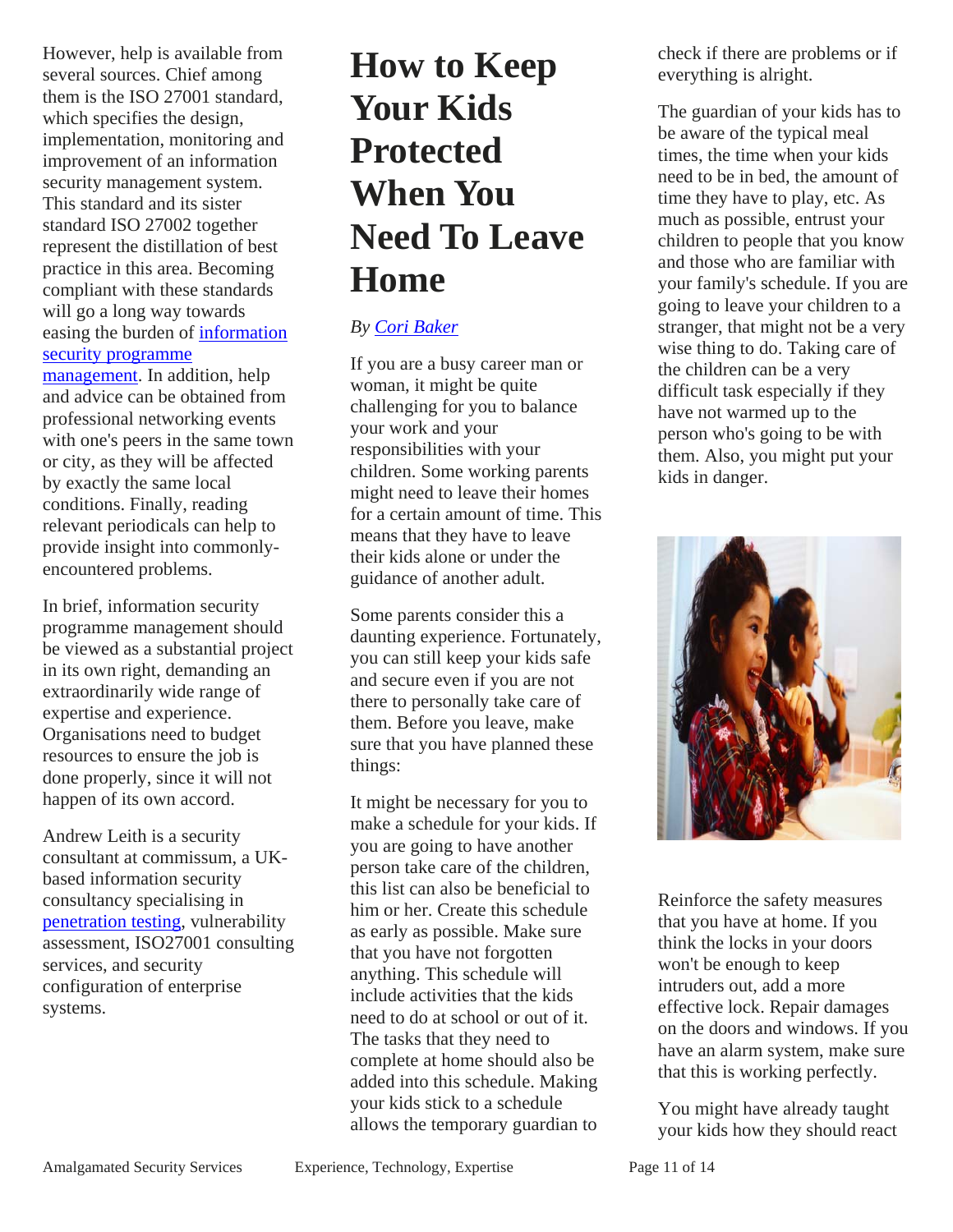However, help is available from several sources. Chief among them is the ISO 27001 standard, which specifies the design, implementation, monitoring and improvement of an information security management system. This standard and its sister standard ISO 27002 together represent the distillation of best practice in this area. Becoming compliant with these standards will go a long way towards easing the burden of information security programme management. In addition, help and advice can be obtained from professional networking events with one's peers in the same town or city, as they will be affected by exactly the same local conditions. Finally, reading relevant periodicals can help to provide insight into commonly-encountered problems.

In brief, information security programme management should be viewed as a substantial project in its own right, demanding an extraordinarily wide range of expertise and experience. Organisations need to budget resources to ensure the job is done properly, since it will not happen of its own accord.

Andrew Leith is a security consultant at commissum, a UK-based information security consultancy specialising in penetration testing, vulnerability assessment, ISO27001 consulting services, and security configuration of enterprise systems.

# How to Keep Your Kids Protected When You Need To Leave Home

*By Cori Baker*

If you are a busy career man or woman, it might be quite challenging for you to balance your work and your responsibilities with your children. Some working parents might need to leave their homes for a certain amount of time. This means that they have to leave their kids alone or under the guidance of another adult.

Some parents consider this a daunting experience. Fortunately, you can still keep your kids safe and secure even if you are not there to personally take care of them. Before you leave, make sure that you have planned these things:

It might be necessary for you to make a schedule for your kids. If you are going to have another person take care of the children, this list can also be beneficial to him or her. Create this schedule as early as possible. Make sure that you have not forgotten anything. This schedule will include activities that the kids need to do at school or out of it. The tasks that they need to complete at home should also be added into this schedule. Making your kids stick to a schedule allows the temporary guardian to check if there are problems or if everything is alright.

The guardian of your kids has to be aware of the typical meal times, the time when your kids need to be in bed, the amount of time they have to play, etc. As much as possible, entrust your children to people that you know and those who are familiar with your family's schedule. If you are going to leave your children to a stranger, that might not be a very wise thing to do. Taking care of the children can be a very difficult task especially if they have not warmed up to the person who's going to be with them. Also, you might put your kids in danger.

Reinforce the safety measures that you have at home. If you think the locks in your doors won't be enough to keep intruders out, add a more effective lock. Repair damages on the doors and windows. If you have an alarm system, make sure that this is working perfectly.

You might have already taught your kids how they should react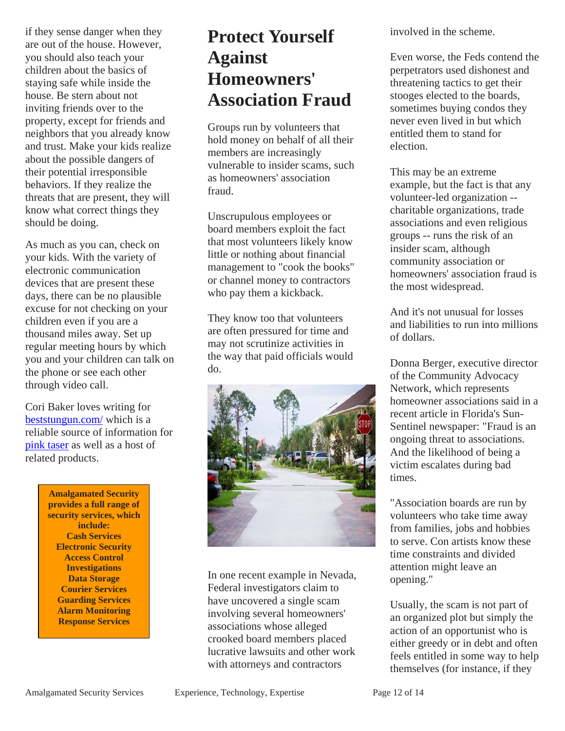if they sense danger when they are out of the house. However, you should also teach your children about the basics of staying safe while inside the house. Be stern about not inviting friends over to the property, except for friends and neighbors that you already know and trust. Make your kids realize about the possible dangers of their potential irresponsible behaviors. If they realize the threats that are present, they will know what correct things they should be doing.

As much as you can, check on your kids. With the variety of electronic communication devices that are present these days, there can be no plausible excuse for not checking on your children even if you are a thousand miles away. Set up regular meeting hours by which you and your children can talk on the phone or see each other through video call.

Cori Baker loves writing for [beststungun.com/](beststungun.com/) which is a reliable source of information for [pink taser](pink taser) as well as a host of related products.

**Amalgamated Security provides a full range of security services, which include:**
**Cash Services**
**Electronic Security**
**Access Control**
**Investigations**
**Data Storage**
**Courier Services**
**Guarding Services**
**Alarm Monitoring**
**Response Services**

# Protect Yourself Against Homeowners' Association Fraud

Groups run by volunteers that hold money on behalf of all their members are increasingly vulnerable to insider scams, such as homeowners' association fraud.

Unscrupulous employees or board members exploit the fact that most volunteers likely know little or nothing about financial management to "cook the books" or channel money to contractors who pay them a kickback.

They know too that volunteers are often pressured for time and may not scrutinize activities in the way that paid officials would do.

In one recent example in Nevada, Federal investigators claim to have uncovered a single scam involving several homeowners' associations whose alleged crooked board members placed lucrative lawsuits and other work with attorneys and contractors involved in the scheme.

Even worse, the Feds contend the perpetrators used dishonest and threatening tactics to get their stooges elected to the boards, sometimes buying condos they never even lived in but which entitled them to stand for election.

This may be an extreme example, but the fact is that any volunteer-led organization -- charitable organizations, trade associations and even religious groups -- runs the risk of an insider scam, although community association or homeowners' association fraud is the most widespread.

And it's not unusual for losses and liabilities to run into millions of dollars.

Donna Berger, executive director of the Community Advocacy Network, which represents homeowner associations said in a recent article in Florida's Sun-Sentinel newspaper: "Fraud is an ongoing threat to associations. And the likelihood of being a victim escalates during bad times.

"Association boards are run by volunteers who take time away from families, jobs and hobbies to serve. Con artists know these time constraints and divided attention might leave an opening."

Usually, the scam is not part of an organized plot but simply the action of an opportunist who is either greedy or in debt and often feels entitled in some way to help themselves (for instance, if they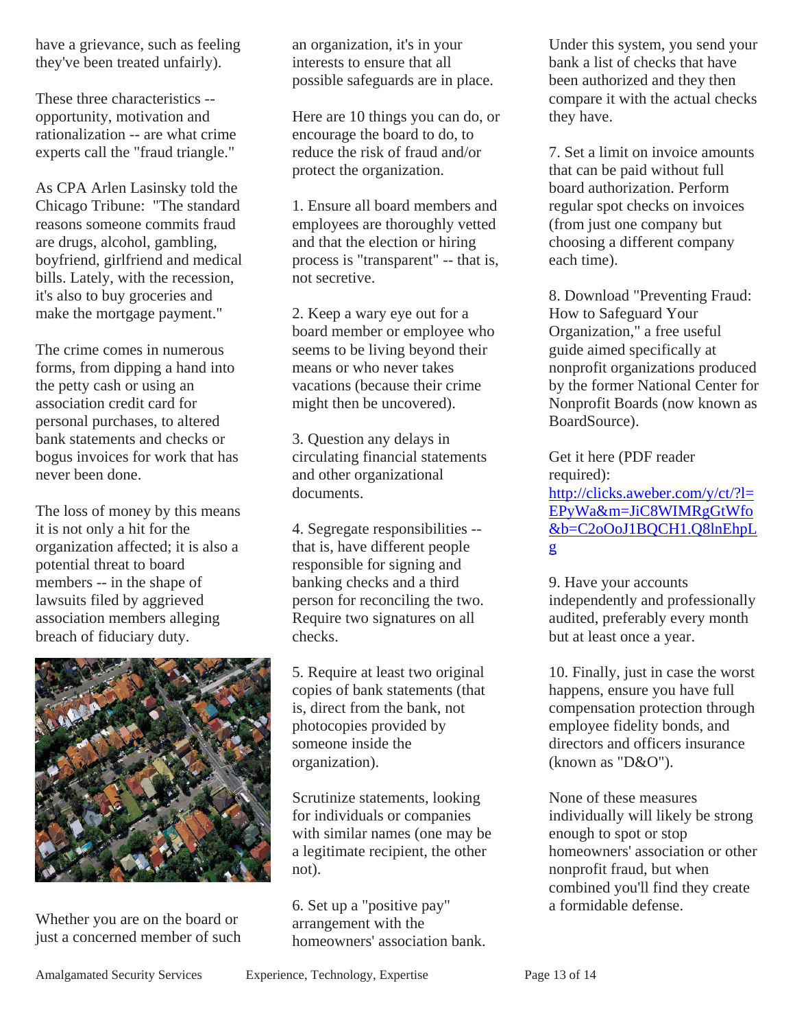have a grievance, such as feeling they've been treated unfairly).

These three characteristics -- opportunity, motivation and rationalization -- are what crime experts call the "fraud triangle."

As CPA Arlen Lasinsky told the Chicago Tribune: "The standard reasons someone commits fraud are drugs, alcohol, gambling, boyfriend, girlfriend and medical bills. Lately, with the recession, it's also to buy groceries and make the mortgage payment."

The crime comes in numerous forms, from dipping a hand into the petty cash or using an association credit card for personal purchases, to altered bank statements and checks or bogus invoices for work that has never been done.

The loss of money by this means it is not only a hit for the organization affected; it is also a potential threat to board members -- in the shape of lawsuits filed by aggrieved association members alleging breach of fiduciary duty.

Whether you are on the board or just a concerned member of such an organization, it's in your interests to ensure that all possible safeguards are in place.

Here are 10 things you can do, or encourage the board to do, to reduce the risk of fraud and/or protect the organization.

1. Ensure all board members and employees are thoroughly vetted and that the election or hiring process is "transparent" -- that is, not secretive.

2. Keep a wary eye out for a board member or employee who seems to be living beyond their means or who never takes vacations (because their crime might then be uncovered).

3. Question any delays in circulating financial statements and other organizational documents.

4. Segregate responsibilities -- that is, have different people responsible for signing and banking checks and a third person for reconciling the two. Require two signatures on all checks.

5. Require at least two original copies of bank statements (that is, direct from the bank, not photocopies provided by someone inside the organization).

Scrutinize statements, looking for individuals or companies with similar names (one may be a legitimate recipient, the other not).

6. Set up a "positive pay" arrangement with the homeowners' association bank. Under this system, you send your bank a list of checks that have been authorized and they then compare it with the actual checks they have.

7. Set a limit on invoice amounts that can be paid without full board authorization. Perform regular spot checks on invoices (from just one company but choosing a different company each time).

8. Download "Preventing Fraud: How to Safeguard Your Organization," a free useful guide aimed specifically at nonprofit organizations produced by the former National Center for Nonprofit Boards (now known as BoardSource).

Get it here (PDF reader required): http://clicks.aweber.com/y/ct/?l=EPyWa&m=JiC8WIMRgGtWfo&b=C2oOoJ1BQCH1.Q8lnEhpLg

9. Have your accounts independently and professionally audited, preferably every month but at least once a year.

10. Finally, just in case the worst happens, ensure you have full compensation protection through employee fidelity bonds, and directors and officers insurance (known as "D&O").

None of these measures individually will likely be strong enough to spot or stop homeowners' association or other nonprofit fraud, but when combined you'll find they create a formidable defense.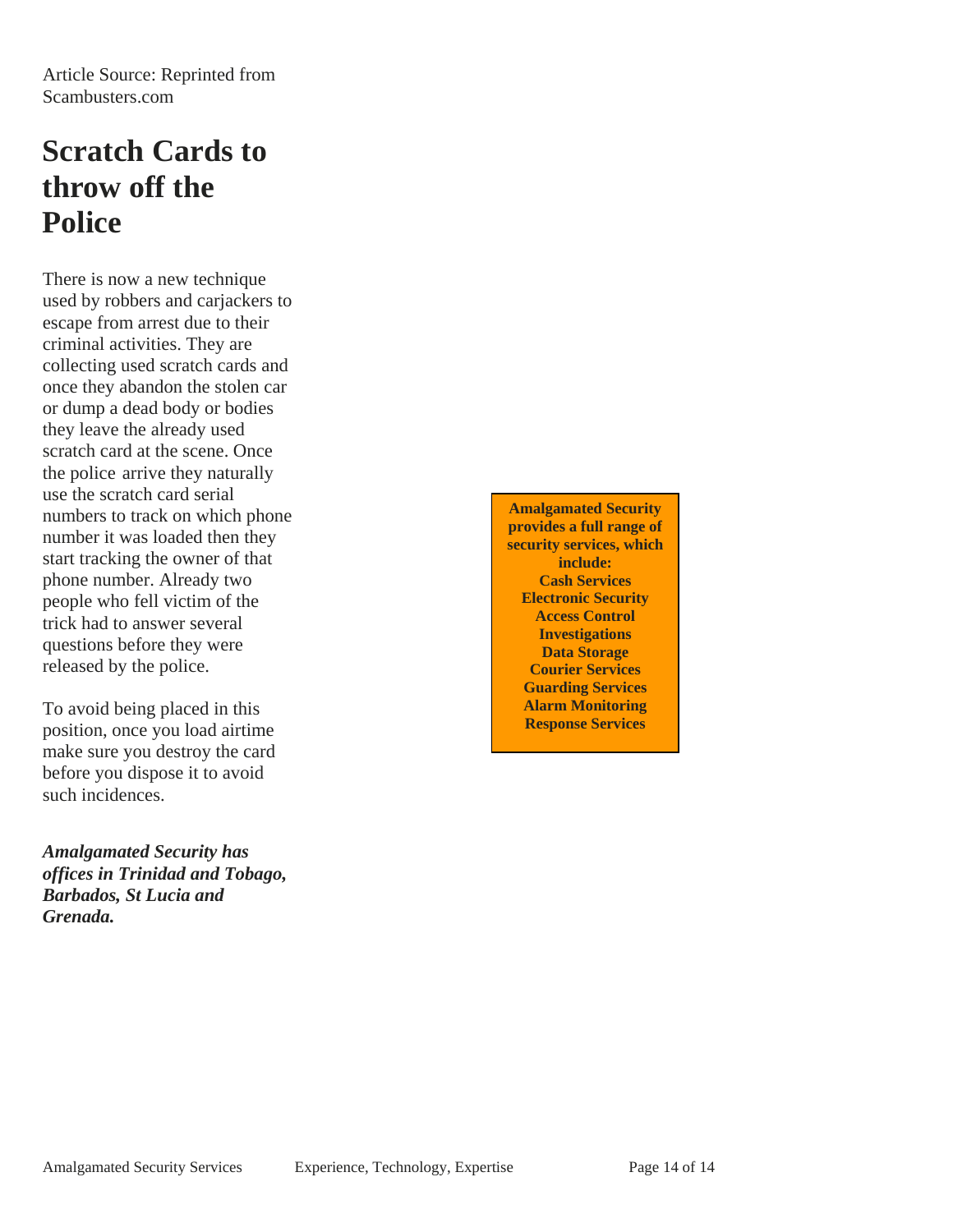Article Source: Reprinted from Scambusters.com

# Scratch Cards to throw off the Police

There is now a new technique used by robbers and carjackers to escape from arrest due to their criminal activities. They are collecting used scratch cards and once they abandon the stolen car or dump a dead body or bodies they leave the already used scratch card at the scene. Once the police arrive they naturally use the scratch card serial numbers to track on which phone number it was loaded then they start tracking the owner of that phone number. Already two people who fell victim of the trick had to answer several questions before they were released by the police.

To avoid being placed in this position, once you load airtime make sure you destroy the card before you dispose it to avoid such incidences.

***Amalgamated Security has offices in Trinidad and Tobago, Barbados, St Lucia and Grenada.***

**Amalgamated Security provides a full range of security services, which include:**
**Cash Services**
**Electronic Security**
**Access Control**
**Investigations**
**Data Storage**
**Courier Services**
**Guarding Services**
**Alarm Monitoring**
**Response Services**